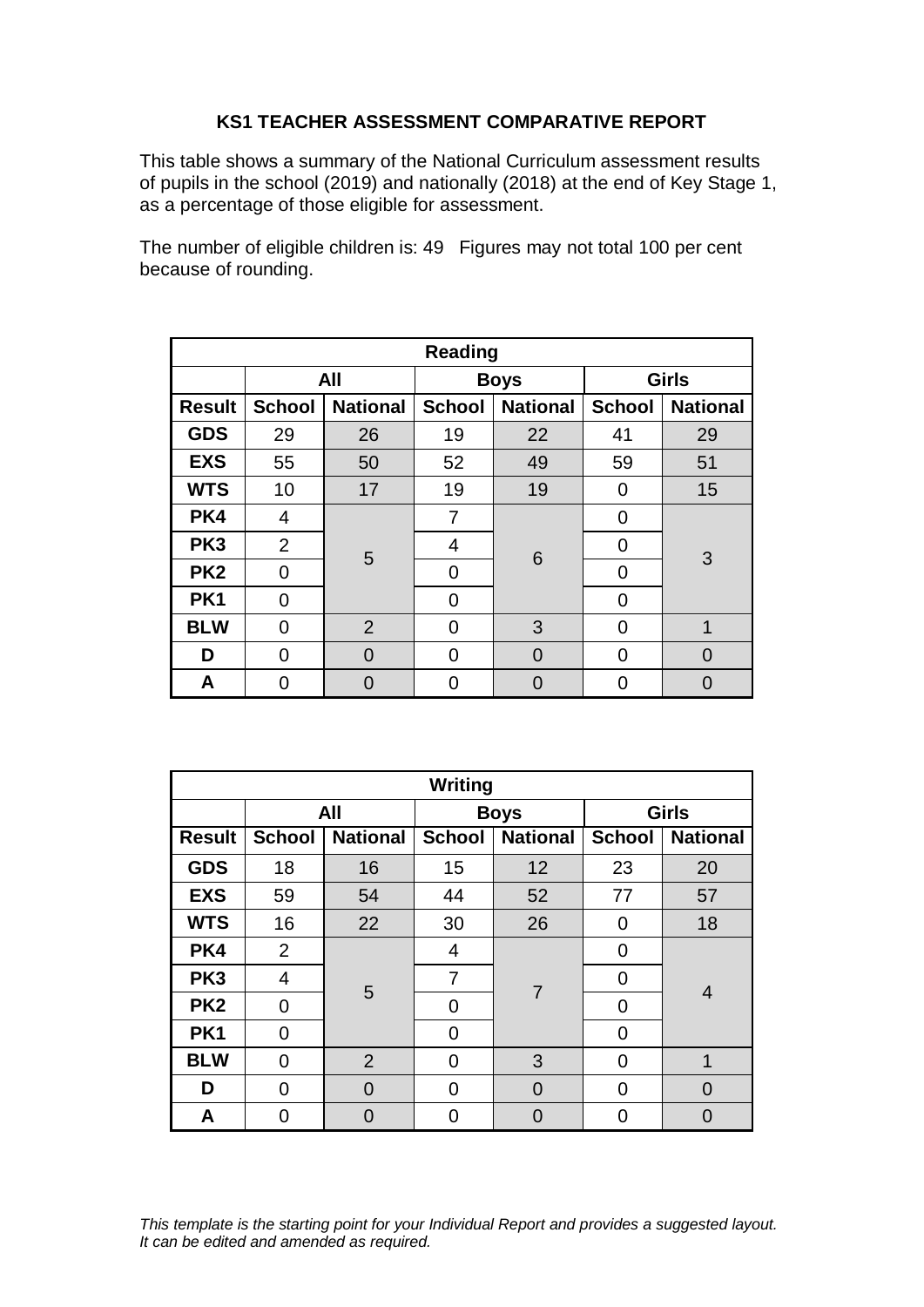**KS1 TEACHER ASSESSMENT COMPARATIVE REPORT**

This table shows a summary of the National Curriculum assessment results of pupils in the school (2019) and nationally (2018) at the end of Key Stage 1, as a percentage of those eligible for assessment.

The number of eligible children is: 49   Figures may not total 100 per cent because of rounding.

| Reading | | | | | | |
|---|---|---|---|---|---|---|
| | All | | Boys | | Girls | |
| **Result** | **School** | **National** | **School** | **National** | **School** | **National** |
| **GDS** | 29 | 26 | 19 | 22 | 41 | 29 |
| **EXS** | 55 | 50 | 52 | 49 | 59 | 51 |
| **WTS** | 10 | 17 | 19 | 19 | 0 | 15 |
| **PK4** | 4 | 5 | 7 | 6 | 0 | 3 |
| **PK3** | 2 | | 4 | | 0 | |
| **PK2** | 0 | | 0 | | 0 | |
| **PK1** | 0 | | 0 | | 0 | |
| **BLW** | 0 | 2 | 0 | 3 | 0 | 1 |
| **D** | 0 | 0 | 0 | 0 | 0 | 0 |
| **A** | 0 | 0 | 0 | 0 | 0 | 0 |

| Writing | | | | | | |
|---|---|---|---|---|---|---|
| | All | | Boys | | Girls | |
| **Result** | **School** | **National** | **School** | **National** | **School** | **National** |
| **GDS** | 18 | 16 | 15 | 12 | 23 | 20 |
| **EXS** | 59 | 54 | 44 | 52 | 77 | 57 |
| **WTS** | 16 | 22 | 30 | 26 | 0 | 18 |
| **PK4** | 2 | 5 | 4 | 7 | 0 | 4 |
| **PK3** | 4 | | 7 | | 0 | |
| **PK2** | 0 | | 0 | | 0 | |
| **PK1** | 0 | | 0 | | 0 | |
| **BLW** | 0 | 2 | 0 | 3 | 0 | 1 |
| **D** | 0 | 0 | 0 | 0 | 0 | 0 |
| **A** | 0 | 0 | 0 | 0 | 0 | 0 |

*This template is the starting point for your Individual Report and provides a suggested layout. It can be edited and amended as required.*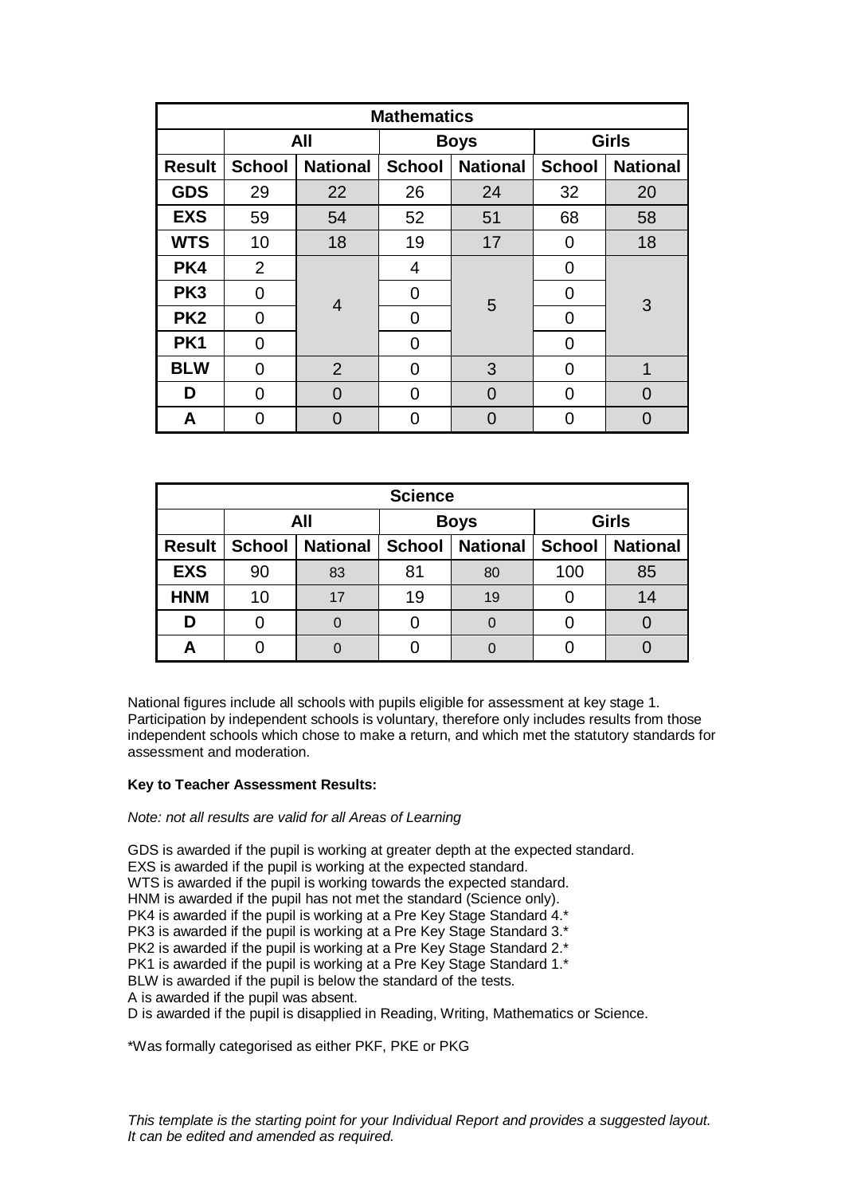| Mathematics | | | | | | |
|---|---|---|---|---|---|---|
| | All | | Boys | | Girls | |
| Result | School | National | School | National | School | National |
| GDS | 29 | 22 | 26 | 24 | 32 | 20 |
| EXS | 59 | 54 | 52 | 51 | 68 | 58 |
| WTS | 10 | 18 | 19 | 17 | 0 | 18 |
| PK4 | 2 | 4 | 4 | 5 | 0 | 3 |
| PK3 | 0 | | 0 | | 0 | |
| PK2 | 0 | | 0 | | 0 | |
| PK1 | 0 | | 0 | | 0 | |
| BLW | 0 | 2 | 0 | 3 | 0 | 1 |
| D | 0 | 0 | 0 | 0 | 0 | 0 |
| A | 0 | 0 | 0 | 0 | 0 | 0 |

| Science | | | | | | |
|---|---|---|---|---|---|---|
| | All | | Boys | | Girls | |
| Result | School | National | School | National | School | National |
| EXS | 90 | 83 | 81 | 80 | 100 | 85 |
| HNM | 10 | 17 | 19 | 19 | 0 | 14 |
| D | 0 | 0 | 0 | 0 | 0 | 0 |
| A | 0 | 0 | 0 | 0 | 0 | 0 |

National figures include all schools with pupils eligible for assessment at key stage 1. Participation by independent schools is voluntary, therefore only includes results from those independent schools which chose to make a return, and which met the statutory standards for assessment and moderation.

**Key to Teacher Assessment Results:**

*Note: not all results are valid for all Areas of Learning*

GDS is awarded if the pupil is working at greater depth at the expected standard.
EXS is awarded if the pupil is working at the expected standard.
WTS is awarded if the pupil is working towards the expected standard.
HNM is awarded if the pupil has not met the standard (Science only).
PK4 is awarded if the pupil is working at a Pre Key Stage Standard 4.*
PK3 is awarded if the pupil is working at a Pre Key Stage Standard 3.*
PK2 is awarded if the pupil is working at a Pre Key Stage Standard 2.*
PK1 is awarded if the pupil is working at a Pre Key Stage Standard 1.*
BLW is awarded if the pupil is below the standard of the tests.
A is awarded if the pupil was absent.
D is awarded if the pupil is disapplied in Reading, Writing, Mathematics or Science.

*Was formally categorised as either PKF, PKE or PKG

*This template is the starting point for your Individual Report and provides a suggested layout. It can be edited and amended as required.*